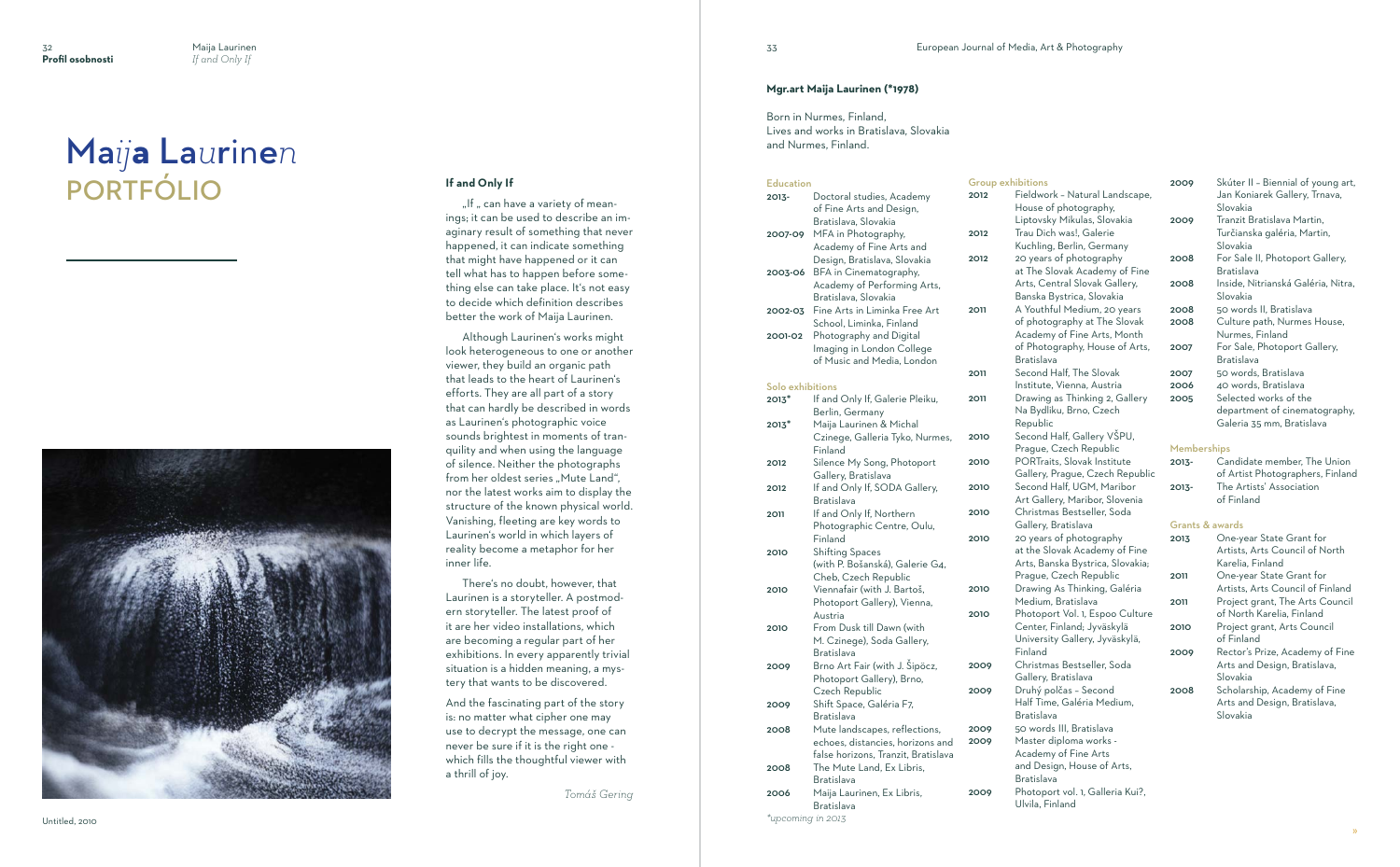# Maija Laurinen
# PORTFÓLIO

## If and Only If

„If „ can have a variety of meanings; it can be used to describe an imaginary result of something that never happened, it can indicate something that might have happened or it can tell what has to happen before something else can take place. It's not easy to decide which definition describes better the work of Maija Laurinen.

Although Laurinen's works might look heterogeneous to one or another viewer, they build an organic path that leads to the heart of Laurinen's efforts. They are all part of a story that can hardly be described in words as Laurinen's photographic voice sounds brightest in moments of tranquility and when using the language of silence. Neither the photographs from her oldest series „Mute Land", nor the latest works aim to display the structure of the known physical world. Vanishing, fleeting are key words to Laurinen's world in which layers of reality become a metaphor for her inner life.

There's no doubt, however, that Laurinen is a storyteller. A postmodern storyteller. The latest proof of it are her video installations, which are becoming a regular part of her exhibitions. In every apparently trivial situation is a hidden meaning, a mystery that wants to be discovered.

And the fascinating part of the story is: no matter what cipher one may use to decrypt the message, one can never be sure if it is the right one - which fills the thoughtful viewer with a thrill of joy.

*Tomáš Gering*

Untitled, 2010

**Mgr.art Maija Laurinen (\*1978)**

Born in Nurmes, Finland,
Lives and works in Bratislava, Slovakia and Nurmes, Finland.

### Education

| | |
|---|---|
| 2013- | Doctoral studies, Academy of Fine Arts and Design, Bratislava, Slovakia |
| 2007-09 | MFA in Photography, Academy of Fine Arts and Design, Bratislava, Slovakia |
| 2003-06 | BFA in Cinematography, Academy of Performing Arts, Bratislava, Slovakia |
| 2002-03 | Fine Arts in Liminka Free Art School, Liminka, Finland |
| 2001-02 | Photography and Digital Imaging in London College of Music and Media, London |

### Solo exhibitions

| | |
|---|---|
| 2013* | If and Only If, Galerie Pleiku, Berlin, Germany |
| 2013* | Maija Laurinen & Michal Czinege, Galleria Tyko, Nurmes, Finland |
| 2012 | Silence My Song, Photoport Gallery, Bratislava |
| 2012 | If and Only If, SODA Gallery, Bratislava |
| 2011 | If and Only If, Northern Photographic Centre, Oulu, Finland |
| 2010 | Shifting Spaces (with P. Bošanská), Galerie G4, Cheb, Czech Republic |
| 2010 | Viennafair (with J. Bartoš, Photoport Gallery), Vienna, Austria |
| 2010 | From Dusk till Dawn (with M. Czinege), Soda Gallery, Bratislava |
| 2009 | Brno Art Fair (with J. Šipöcz, Photoport Gallery), Brno, Czech Republic |
| 2009 | Shift Space, Galéria F7, Bratislava |
| 2008 | Mute landscapes, reflections, echoes, distancies, horizons and false horizons, Tranzit, Bratislava |
| 2008 | The Mute Land, Ex Libris, Bratislava |
| 2006 | Maija Laurinen, Ex Libris, Bratislava |

*\*upcoming in 2013*

### Group exhibitions

| | |
|---|---|
| 2012 | Fieldwork – Natural Landscape, House of photography, Liptovsky Mikulas, Slovakia |
| 2012 | Trau Dich was!, Galerie Kuchling, Berlin, Germany |
| 2012 | 20 years of photography at The Slovak Academy of Fine Arts, Central Slovak Gallery, Banska Bystrica, Slovakia |
| 2011 | A Youthful Medium, 20 years of photography at The Slovak Academy of Fine Arts, Month of Photography, House of Arts, Bratislava |
| 2011 | Second Half, The Slovak Institute, Vienna, Austria |
| 2011 | Drawing as Thinking 2, Gallery Na Bydliku, Brno, Czech Republic |
| 2010 | Second Half, Gallery VŠPU, Prague, Czech Republic |
| 2010 | PORTraits, Slovak Institute Gallery, Prague, Czech Republic |
| 2010 | Second Half, UGM, Maribor Art Gallery, Maribor, Slovenia |
| 2010 | Christmas Bestseller, Soda Gallery, Bratislava |
| 2010 | 20 years of photography at the Slovak Academy of Fine Arts, Banska Bystrica, Slovakia; Prague, Czech Republic |
| 2010 | Drawing As Thinking, Galéria Medium, Bratislava |
| 2010 | Photoport Vol. 1, Espoo Culture Center, Finland; Jyväskylä University Gallery, Jyväskylä, Finland |
| 2009 | Christmas Bestseller, Soda Gallery, Bratislava |
| 2009 | Druhý polčas – Second Half Time, Galéria Medium, Bratislava |
| 2009 | 50 words III, Bratislava |
| 2009 | Master diploma works - Academy of Fine Arts and Design, House of Arts, Bratislava |
| 2009 | Photoport vol. 1, Galleria Kui?, Ulvila, Finland |
| 2009 | Skúter II – Biennial of young art, Jan Koniarek Gallery, Trnava, Slovakia |
| 2009 | Tranzit Bratislava Martin, Turčianska galéria, Martin, Slovakia |
| 2008 | For Sale II, Photoport Gallery, Bratislava |
| 2008 | Inside, Nitrianská Galéria, Nitra, Slovakia |
| 2008 | 50 words II, Bratislava |
| 2008 | Culture path, Nurmes House, Nurmes, Finland |
| 2007 | For Sale, Photoport Gallery, Bratislava |
| 2007 | 50 words, Bratislava |
| 2006 | 40 words, Bratislava |
| 2005 | Selected works of the department of cinematography, Galeria 35 mm, Bratislava |

### Memberships

| | |
|---|---|
| 2013- | Candidate member, The Union of Artist Photographers, Finland |
| 2013- | The Artists' Association of Finland |

### Grants & awards

| | |
|---|---|
| 2013 | One-year State Grant for Artists, Arts Council of North Karelia, Finland |
| 2011 | One-year State Grant for Artists, Arts Council of Finland |
| 2011 | Project grant, The Arts Council of North Karelia, Finland |
| 2010 | Project grant, Arts Council of Finland |
| 2009 | Rector's Prize, Academy of Fine Arts and Design, Bratislava, Slovakia |
| 2008 | Scholarship, Academy of Fine Arts and Design, Bratislava, Slovakia |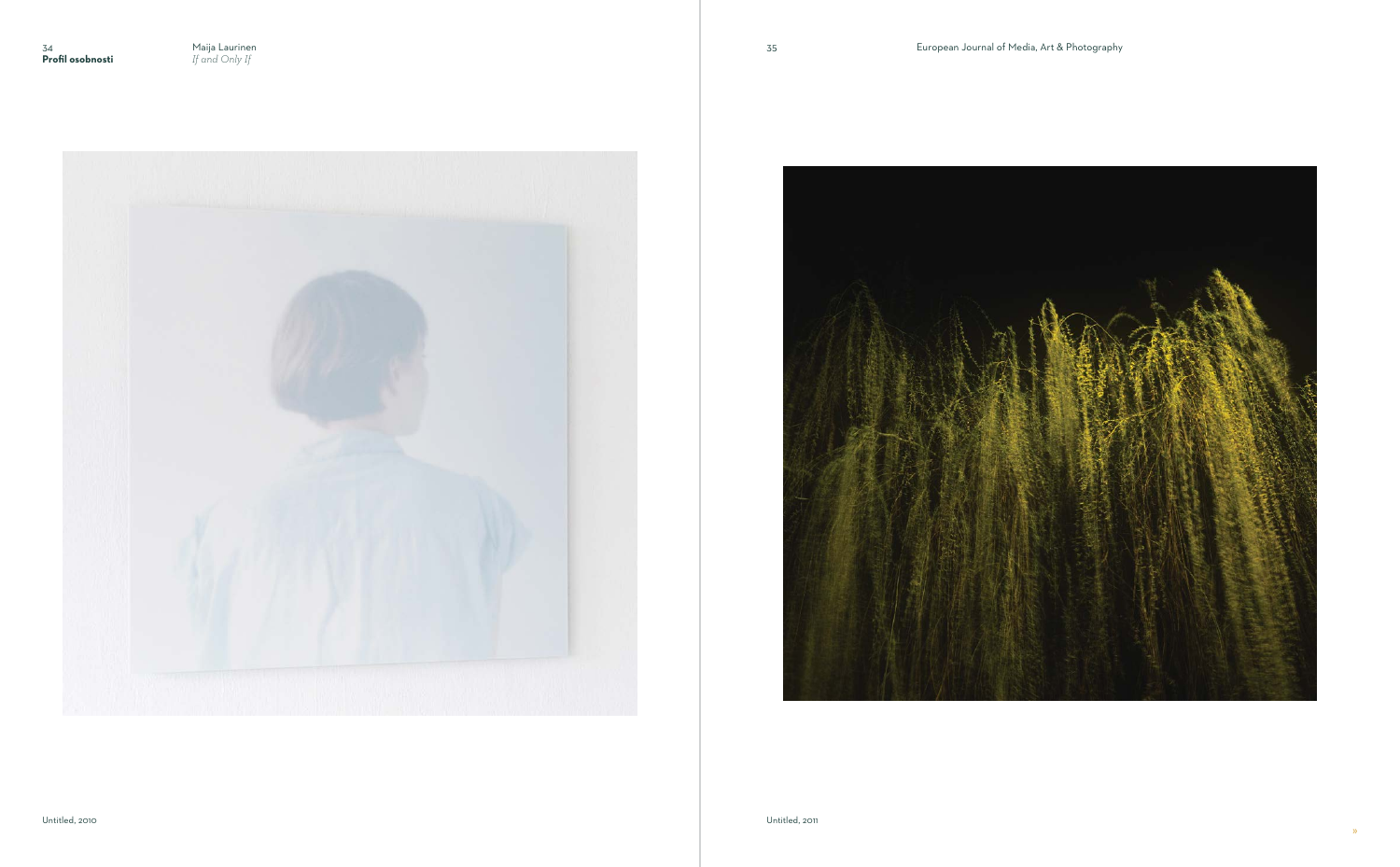Untitled, 2010

Untitled, 2011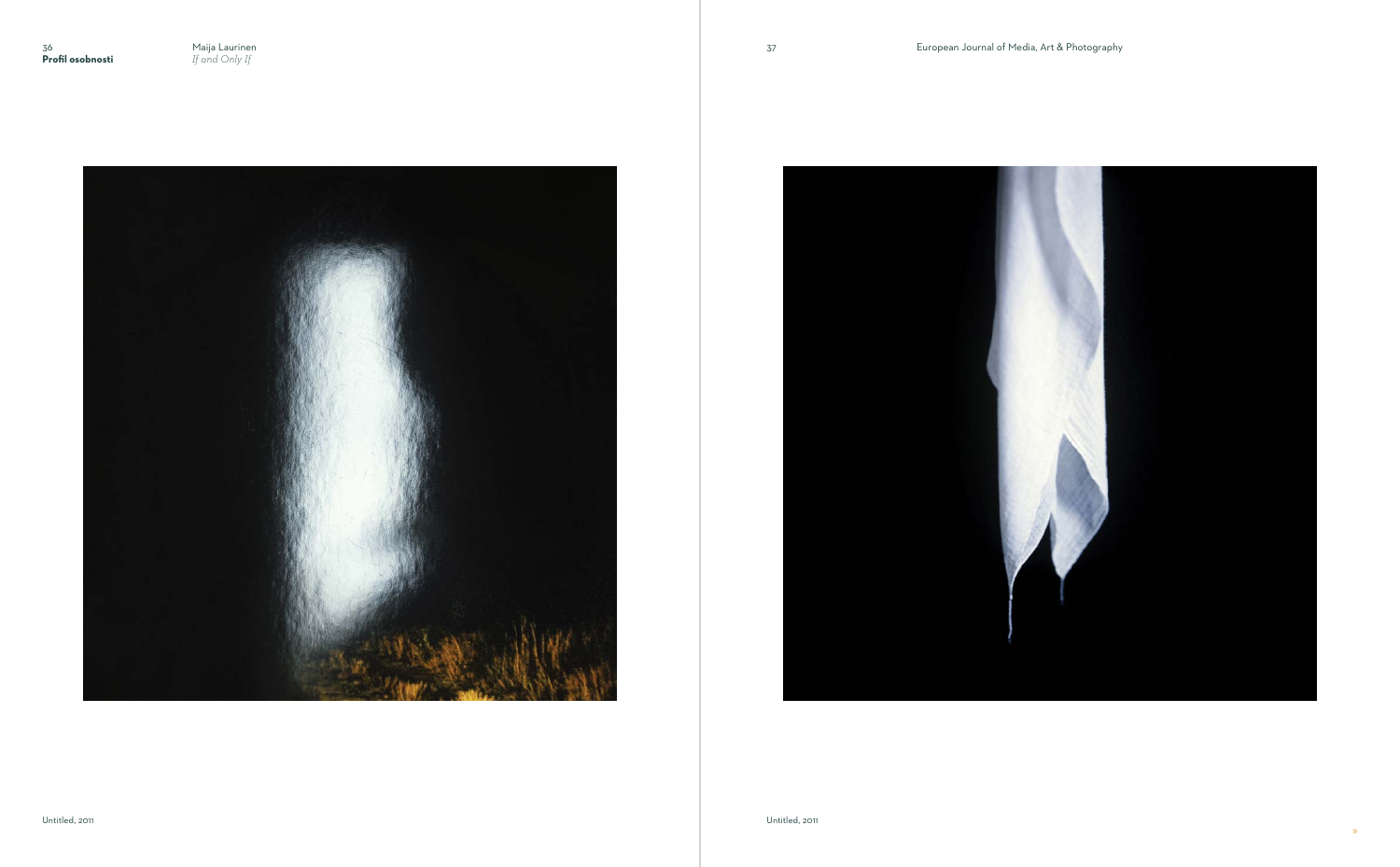Untitled, 2011

Untitled, 2011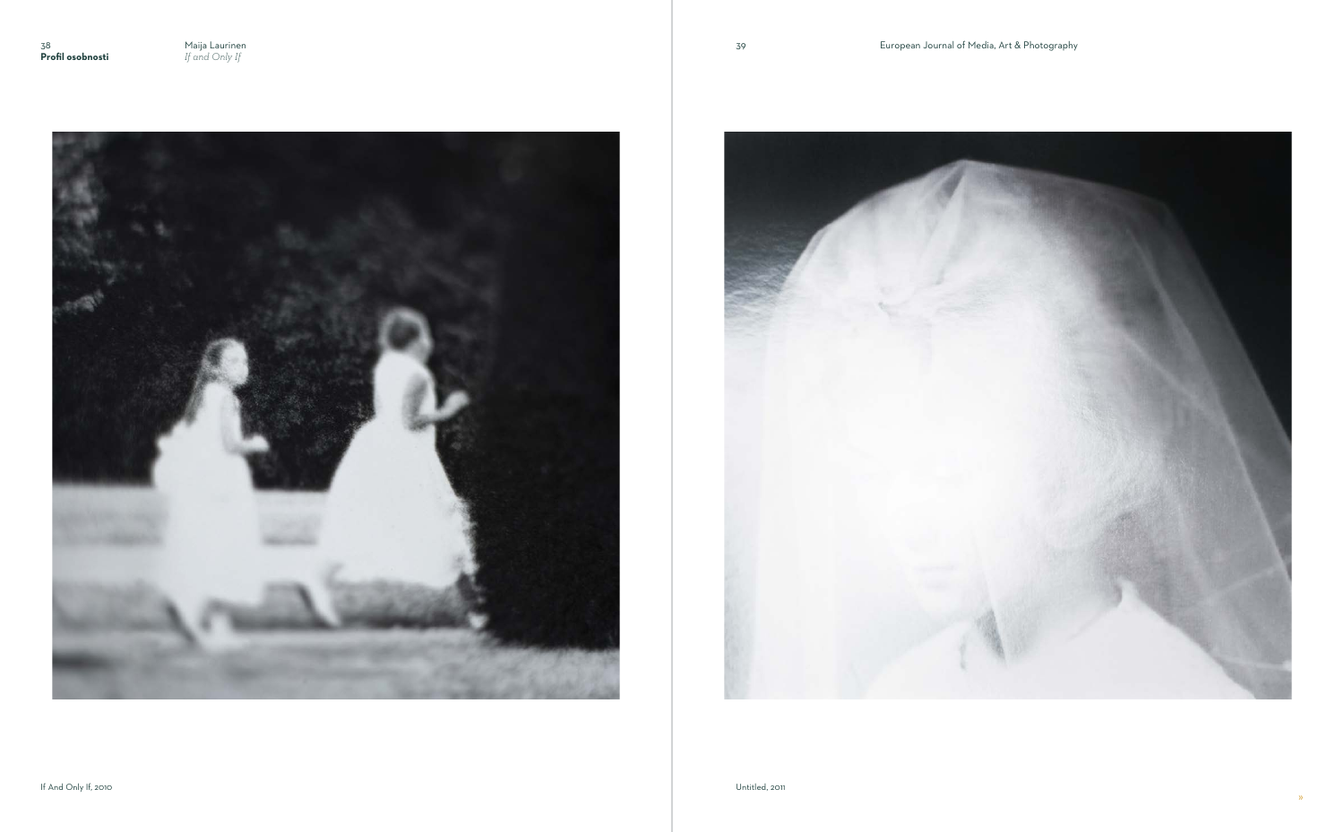If And Only If, 2010

Untitled, 2011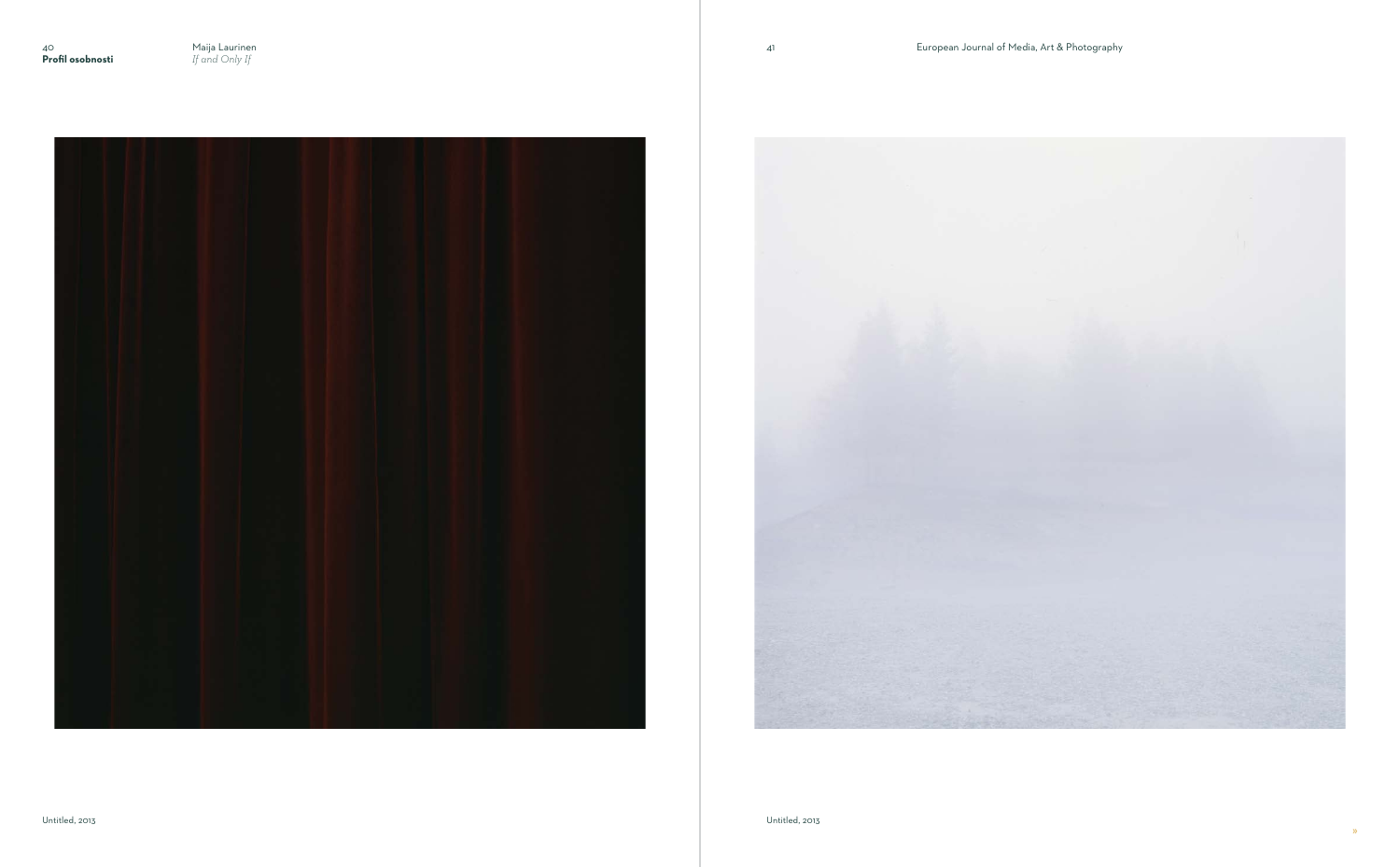Untitled, 2013

Untitled, 2013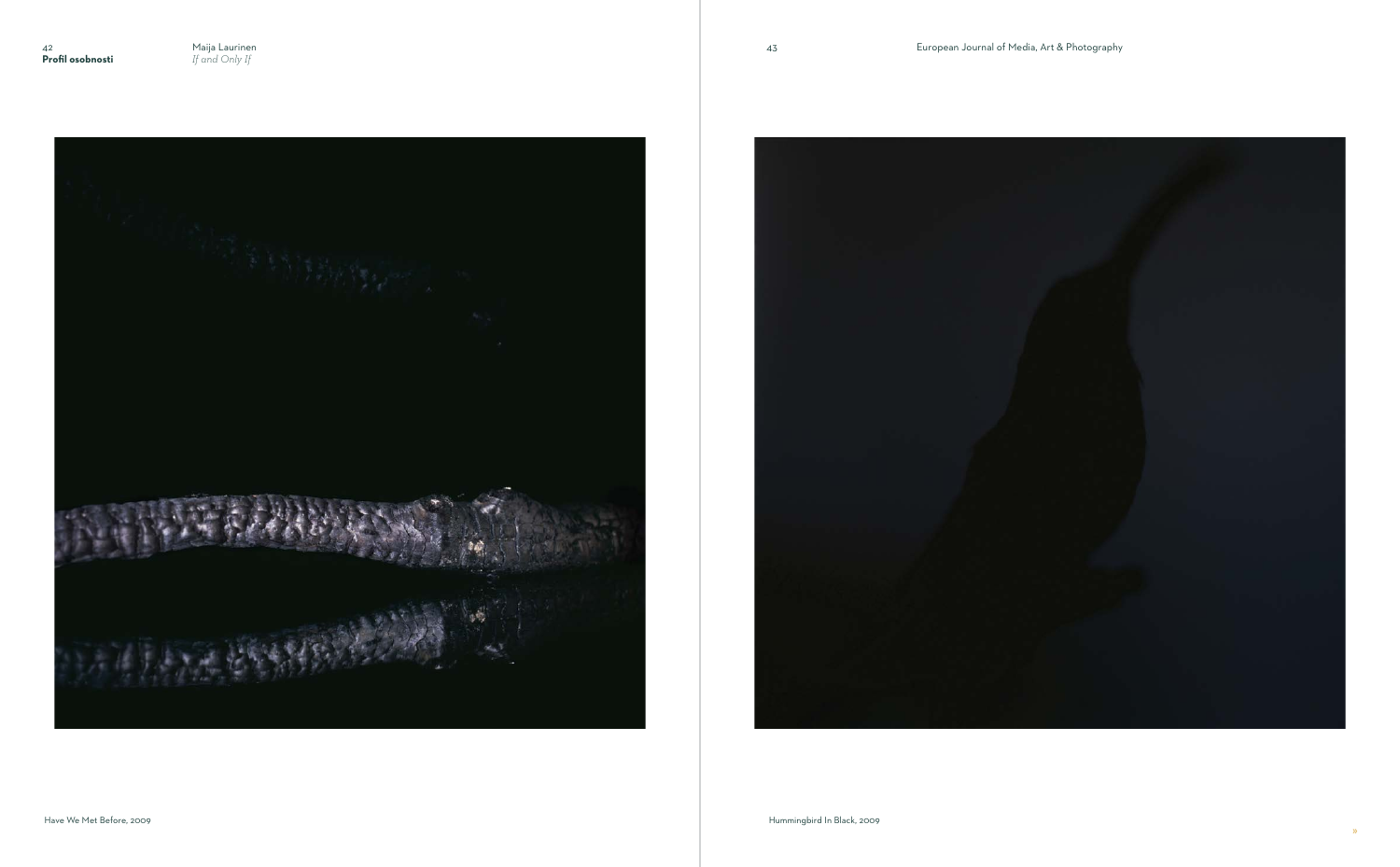Have We Met Before, 2009

Hummingbird In Black, 2009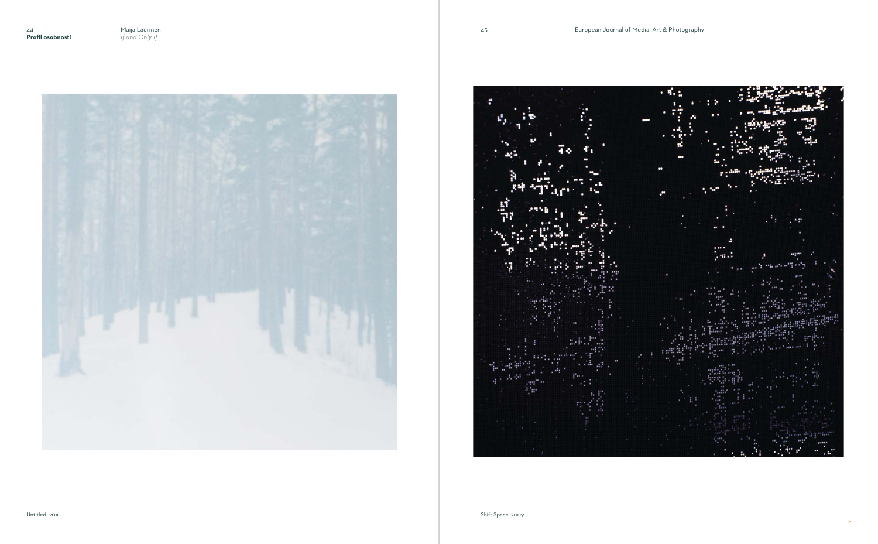Untitled, 2010

Shift Space, 2009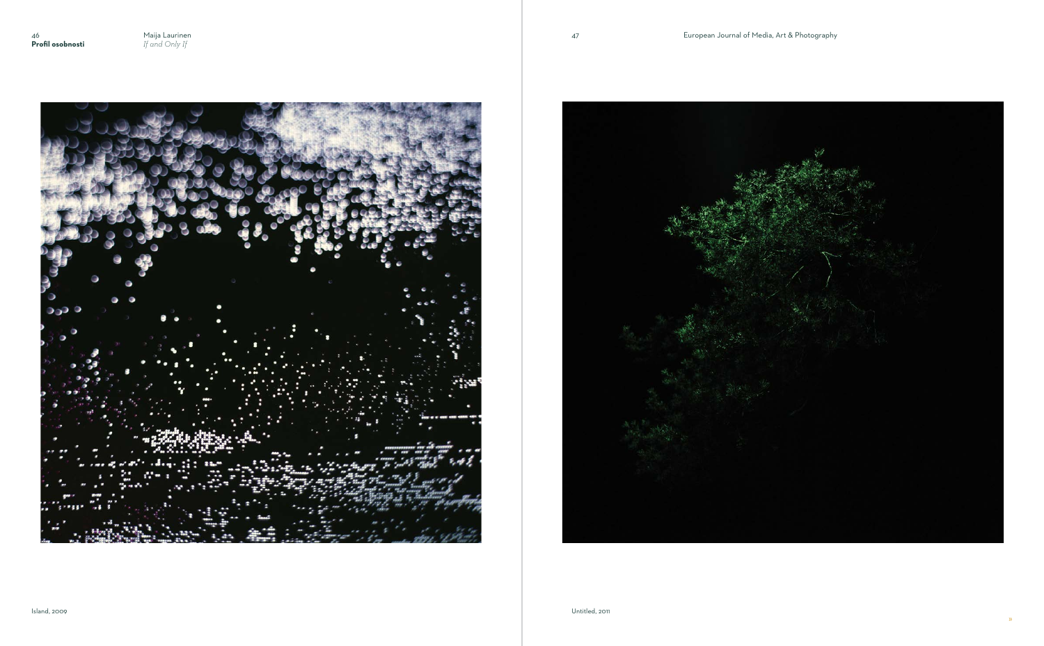Island, 2009

Untitled, 2011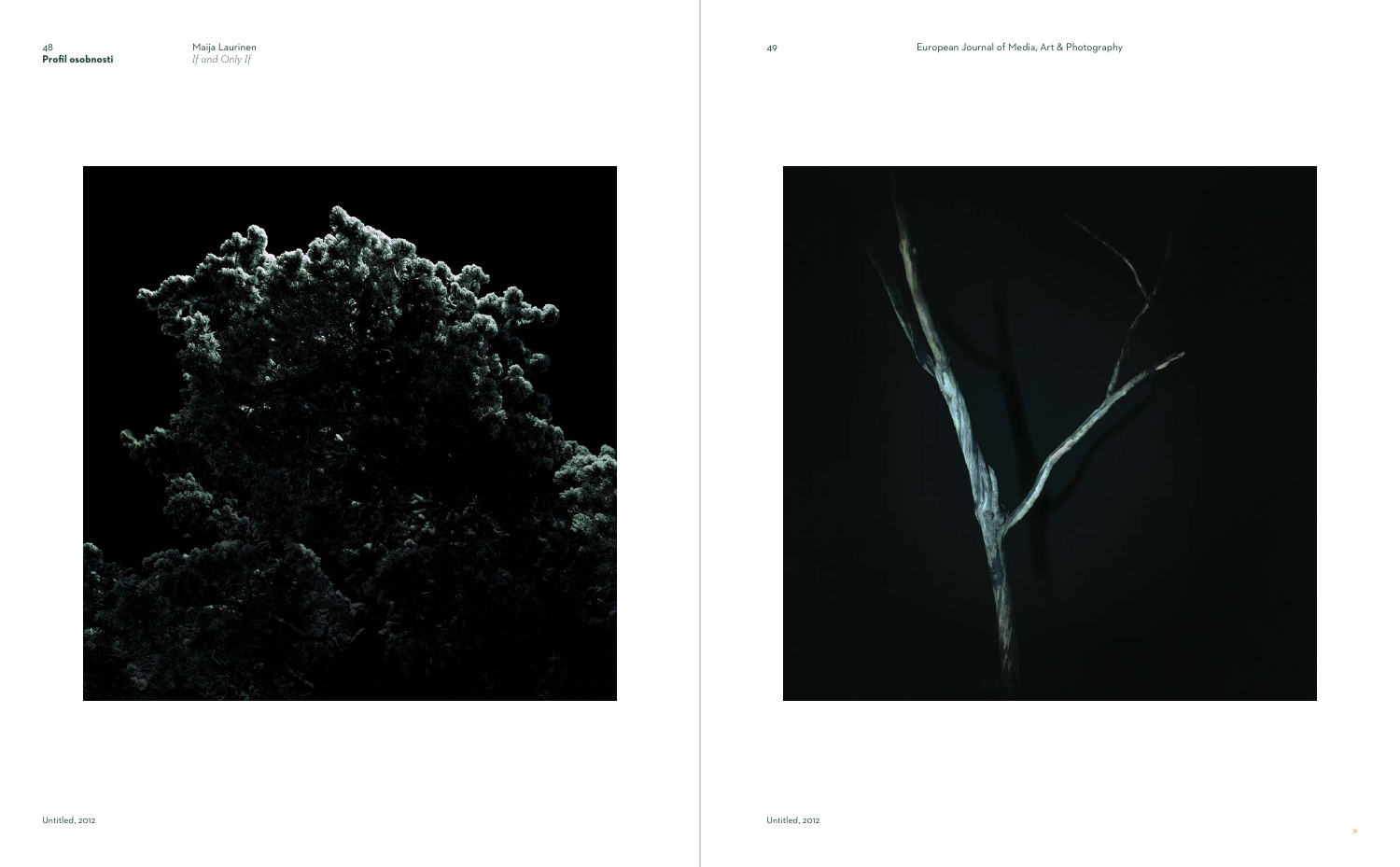Untitled, 2012

Untitled, 2012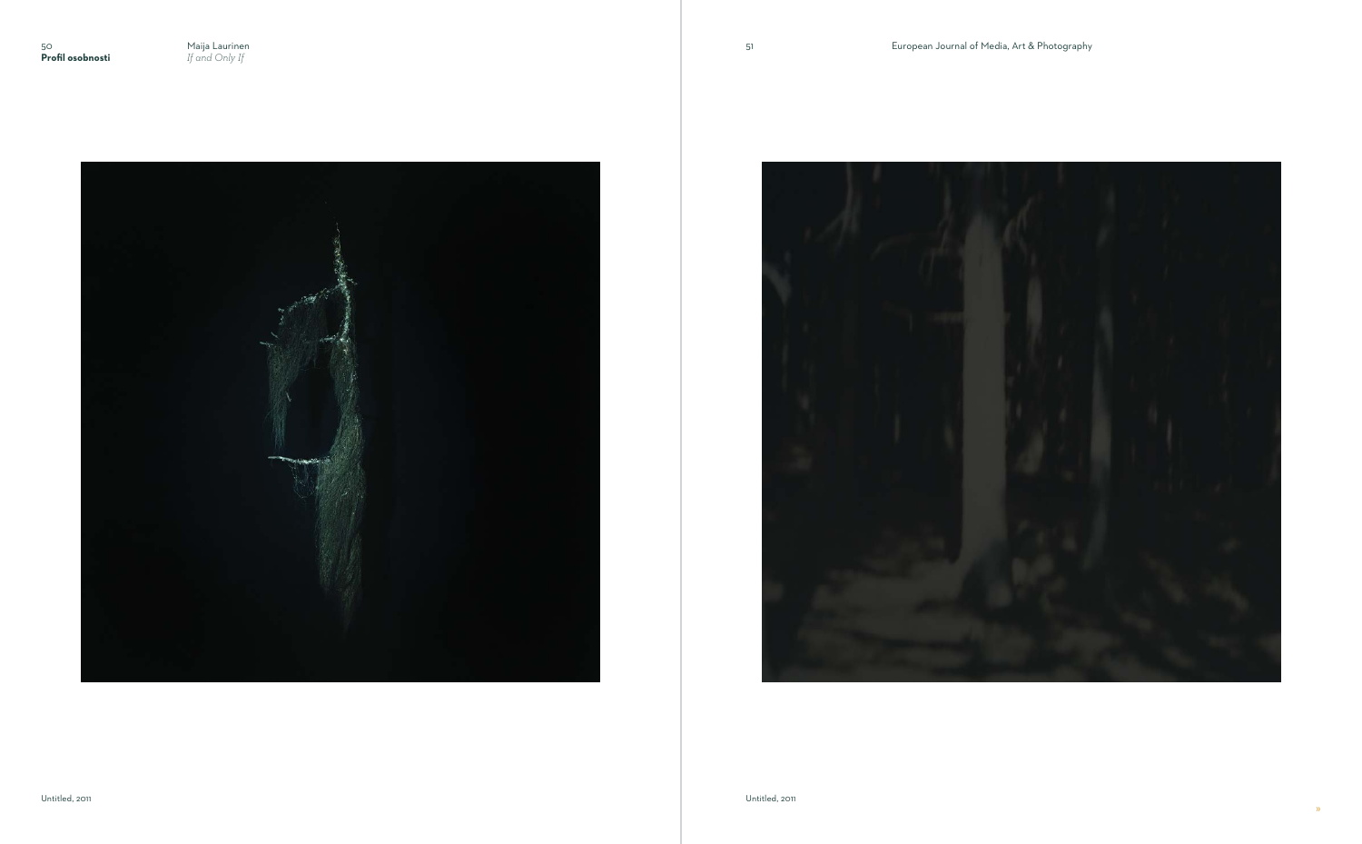Untitled, 2011

Untitled, 2011